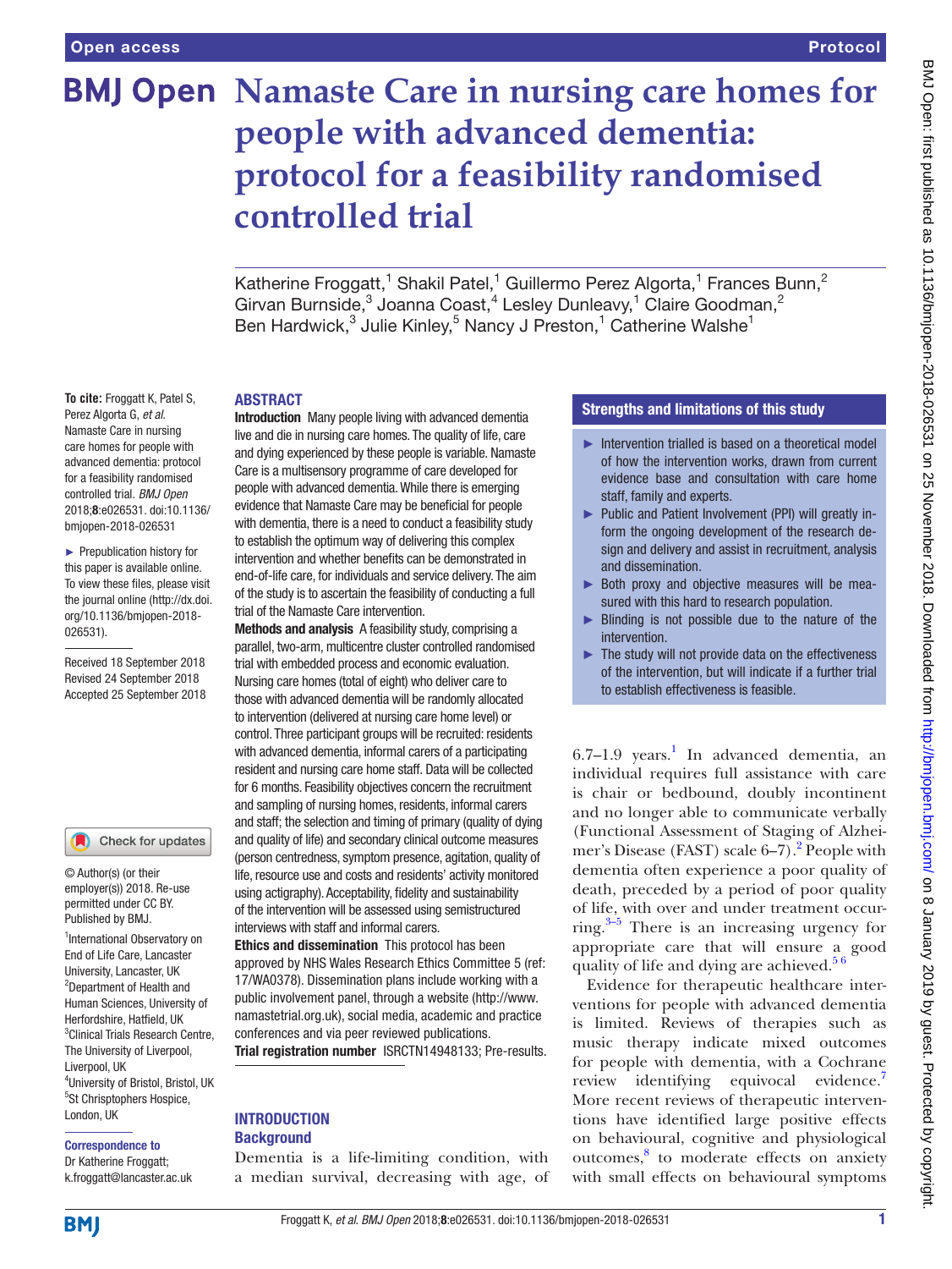# Namaste Care in nursing care homes for people with advanced dementia: protocol for a feasibility randomised controlled trial

Katherine Froggatt,[1] Shakil Patel,[1] Guillermo Perez Algorta,[1] Frances Bunn,[2] Girvan Burnside,[3] Joanna Coast,[4] Lesley Dunleavy,[1] Claire Goodman,[2] Ben Hardwick,[3] Julie Kinley,[5] Nancy J Preston,[1] Catherine Walshe[1]

**To cite:** Froggatt K, Patel S, Perez Algorta G, *et al*. Namaste Care in nursing care homes for people with advanced dementia: protocol for a feasibility randomised controlled trial. *BMJ Open* 2018;**8**:e026531. doi:10.1136/bmjopen-2018-026531

► Prepublication history for this paper is available online. To view these files, please visit the journal online (http://dx.doi.org/10.1136/bmjopen-2018-026531).

Received 18 September 2018
Revised 24 September 2018
Accepted 25 September 2018

© Author(s) (or their employer(s)) 2018. Re-use permitted under CC BY. Published by BMJ.

[1]International Observatory on End of Life Care, Lancaster University, Lancaster, UK
[2]Department of Health and Human Sciences, University of Herfordshire, Hatfield, UK
[3]Clinical Trials Research Centre, The University of Liverpool, Liverpool, UK
[4]University of Bristol, Bristol, UK
[5]St Chrisptophers Hospice, London, UK

**Correspondence to**
Dr Katherine Froggatt;
k.froggatt@lancaster.ac.uk

## ABSTRACT

**Introduction** Many people living with advanced dementia live and die in nursing care homes. The quality of life, care and dying experienced by these people is variable. Namaste Care is a multisensory programme of care developed for people with advanced dementia. While there is emerging evidence that Namaste Care may be beneficial for people with dementia, there is a need to conduct a feasibility study to establish the optimum way of delivering this complex intervention and whether benefits can be demonstrated in end-of-life care, for individuals and service delivery. The aim of the study is to ascertain the feasibility of conducting a full trial of the Namaste Care intervention.

**Methods and analysis** A feasibility study, comprising a parallel, two-arm, multicentre cluster controlled randomised trial with embedded process and economic evaluation. Nursing care homes (total of eight) who deliver care to those with advanced dementia will be randomly allocated to intervention (delivered at nursing care home level) or control. Three participant groups will be recruited: residents with advanced dementia, informal carers of a participating resident and nursing care home staff. Data will be collected for 6 months. Feasibility objectives concern the recruitment and sampling of nursing homes, residents, informal carers and staff; the selection and timing of primary (quality of dying and quality of life) and secondary clinical outcome measures (person centredness, symptom presence, agitation, quality of life, resource use and costs and residents' activity monitored using actigraphy). Acceptability, fidelity and sustainability of the intervention will be assessed using semistructured interviews with staff and informal carers.

**Ethics and dissemination** This protocol has been approved by NHS Wales Research Ethics Committee 5 (ref: 17/WA0378). Dissemination plans include working with a public involvement panel, through a website (http://www.namastetrial.org.uk), social media, academic and practice conferences and via peer reviewed publications.

**Trial registration number** ISRCTN14948133; Pre-results.

### Strengths and limitations of this study

- ► Intervention trialled is based on a theoretical model of how the intervention works, drawn from current evidence base and consultation with care home staff, family and experts.
- ► Public and Patient Involvement (PPI) will greatly inform the ongoing development of the research design and delivery and assist in recruitment, analysis and dissemination.
- ► Both proxy and objective measures will be measured with this hard to research population.
- ► Blinding is not possible due to the nature of the intervention.
- ► The study will not provide data on the effectiveness of the intervention, but will indicate if a further trial to establish effectiveness is feasible.

## INTRODUCTION

### Background

Dementia is a life-limiting condition, with a median survival, decreasing with age, of 6.7–1.9 years.[1] In advanced dementia, an individual requires full assistance with care is chair or bedbound, doubly incontinent and no longer able to communicate verbally (Functional Assessment of Staging of Alzheimer's Disease (FAST) scale 6–7).[2] People with dementia often experience a poor quality of death, preceded by a period of poor quality of life, with over and under treatment occurring.[3–5] There is an increasing urgency for appropriate care that will ensure a good quality of life and dying are achieved.[5,6]

Evidence for therapeutic healthcare interventions for people with advanced dementia is limited. Reviews of therapies such as music therapy indicate mixed outcomes for people with dementia, with a Cochrane review identifying equivocal evidence.[7] More recent reviews of therapeutic interventions have identified large positive effects on behavioural, cognitive and physiological outcomes,[8] to moderate effects on anxiety with small effects on behavioural symptoms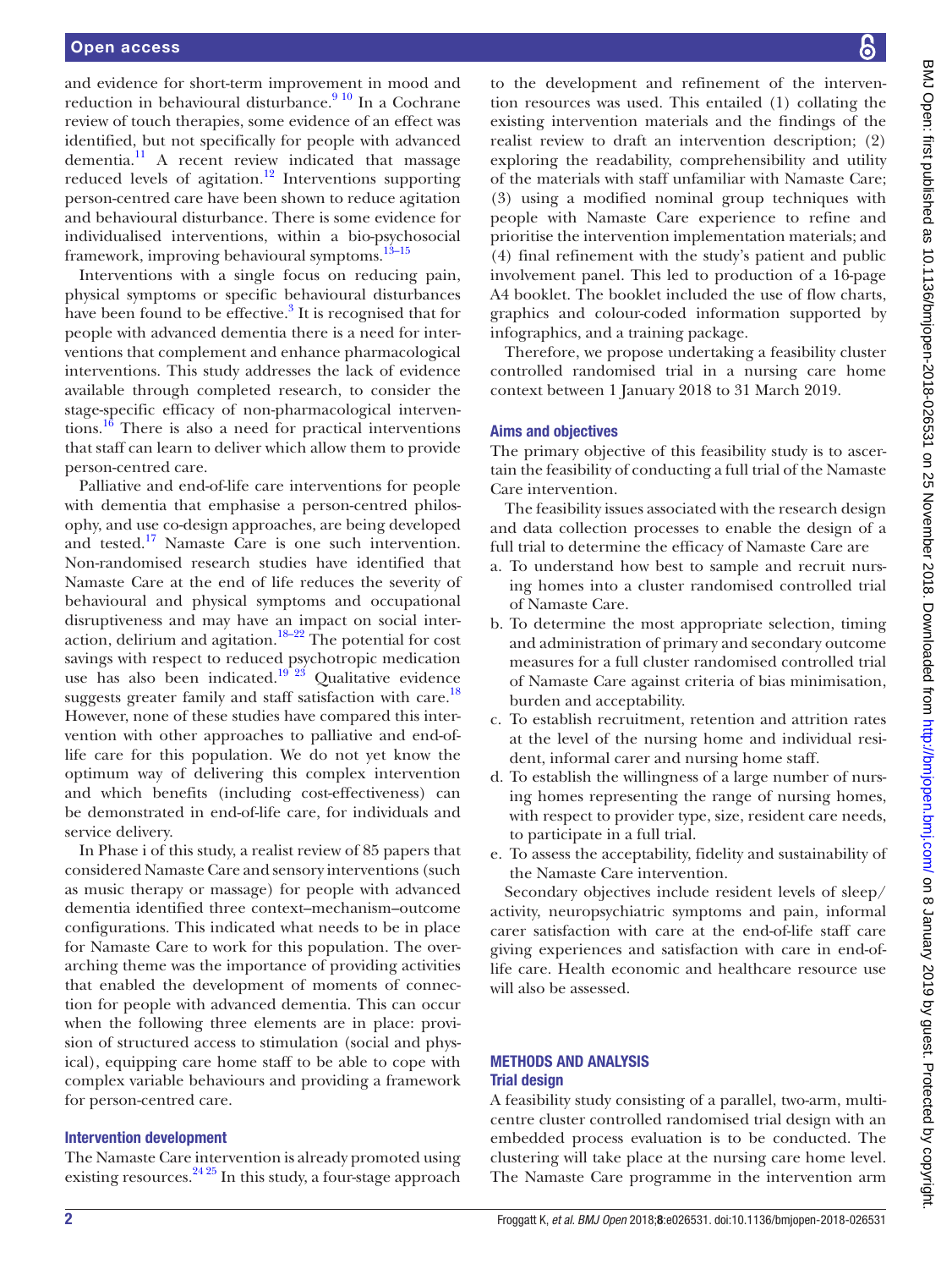and evidence for short-term improvement in mood and reduction in behavioural disturbance.[9 10] In a Cochrane review of touch therapies, some evidence of an effect was identified, but not specifically for people with advanced dementia.[11] A recent review indicated that massage reduced levels of agitation.[12] Interventions supporting person-centred care have been shown to reduce agitation and behavioural disturbance. There is some evidence for individualised interventions, within a bio-psychosocial framework, improving behavioural symptoms.[13–15]

Interventions with a single focus on reducing pain, physical symptoms or specific behavioural disturbances have been found to be effective.[3] It is recognised that for people with advanced dementia there is a need for interventions that complement and enhance pharmacological interventions. This study addresses the lack of evidence available through completed research, to consider the stage-specific efficacy of non-pharmacological interventions.[16] There is also a need for practical interventions that staff can learn to deliver which allow them to provide person-centred care.

Palliative and end-of-life care interventions for people with dementia that emphasise a person-centred philosophy, and use co-design approaches, are being developed and tested.[17] Namaste Care is one such intervention. Non-randomised research studies have identified that Namaste Care at the end of life reduces the severity of behavioural and physical symptoms and occupational disruptiveness and may have an impact on social interaction, delirium and agitation.[18–22] The potential for cost savings with respect to reduced psychotropic medication use has also been indicated.[19 23] Qualitative evidence suggests greater family and staff satisfaction with care.[18] However, none of these studies have compared this intervention with other approaches to palliative and end-of-life care for this population. We do not yet know the optimum way of delivering this complex intervention and which benefits (including cost-effectiveness) can be demonstrated in end-of-life care, for individuals and service delivery.

In Phase i of this study, a realist review of 85 papers that considered Namaste Care and sensory interventions (such as music therapy or massage) for people with advanced dementia identified three context–mechanism–outcome configurations. This indicated what needs to be in place for Namaste Care to work for this population. The overarching theme was the importance of providing activities that enabled the development of moments of connection for people with advanced dementia. This can occur when the following three elements are in place: provision of structured access to stimulation (social and physical), equipping care home staff to be able to cope with complex variable behaviours and providing a framework for person-centred care.

### Intervention development

The Namaste Care intervention is already promoted using existing resources.[24 25] In this study, a four-stage approach to the development and refinement of the intervention resources was used. This entailed (1) collating the existing intervention materials and the findings of the realist review to draft an intervention description; (2) exploring the readability, comprehensibility and utility of the materials with staff unfamiliar with Namaste Care; (3) using a modified nominal group techniques with people with Namaste Care experience to refine and prioritise the intervention implementation materials; and (4) final refinement with the study's patient and public involvement panel. This led to production of a 16-page A4 booklet. The booklet included the use of flow charts, graphics and colour-coded information supported by infographics, and a training package.

Therefore, we propose undertaking a feasibility cluster controlled randomised trial in a nursing care home context between 1 January 2018 to 31 March 2019.

### Aims and objectives

The primary objective of this feasibility study is to ascertain the feasibility of conducting a full trial of the Namaste Care intervention.

The feasibility issues associated with the research design and data collection processes to enable the design of a full trial to determine the efficacy of Namaste Care are

a. To understand how best to sample and recruit nursing homes into a cluster randomised controlled trial of Namaste Care.
b. To determine the most appropriate selection, timing and administration of primary and secondary outcome measures for a full cluster randomised controlled trial of Namaste Care against criteria of bias minimisation, burden and acceptability.
c. To establish recruitment, retention and attrition rates at the level of the nursing home and individual resident, informal carer and nursing home staff.
d. To establish the willingness of a large number of nursing homes representing the range of nursing homes, with respect to provider type, size, resident care needs, to participate in a full trial.
e. To assess the acceptability, fidelity and sustainability of the Namaste Care intervention.

Secondary objectives include resident levels of sleep/activity, neuropsychiatric symptoms and pain, informal carer satisfaction with care at the end-of-life staff care giving experiences and satisfaction with care in end-of-life care. Health economic and healthcare resource use will also be assessed.

## METHODS AND ANALYSIS

### Trial design

A feasibility study consisting of a parallel, two-arm, multicentre cluster controlled randomised trial design with an embedded process evaluation is to be conducted. The clustering will take place at the nursing care home level. The Namaste Care programme in the intervention arm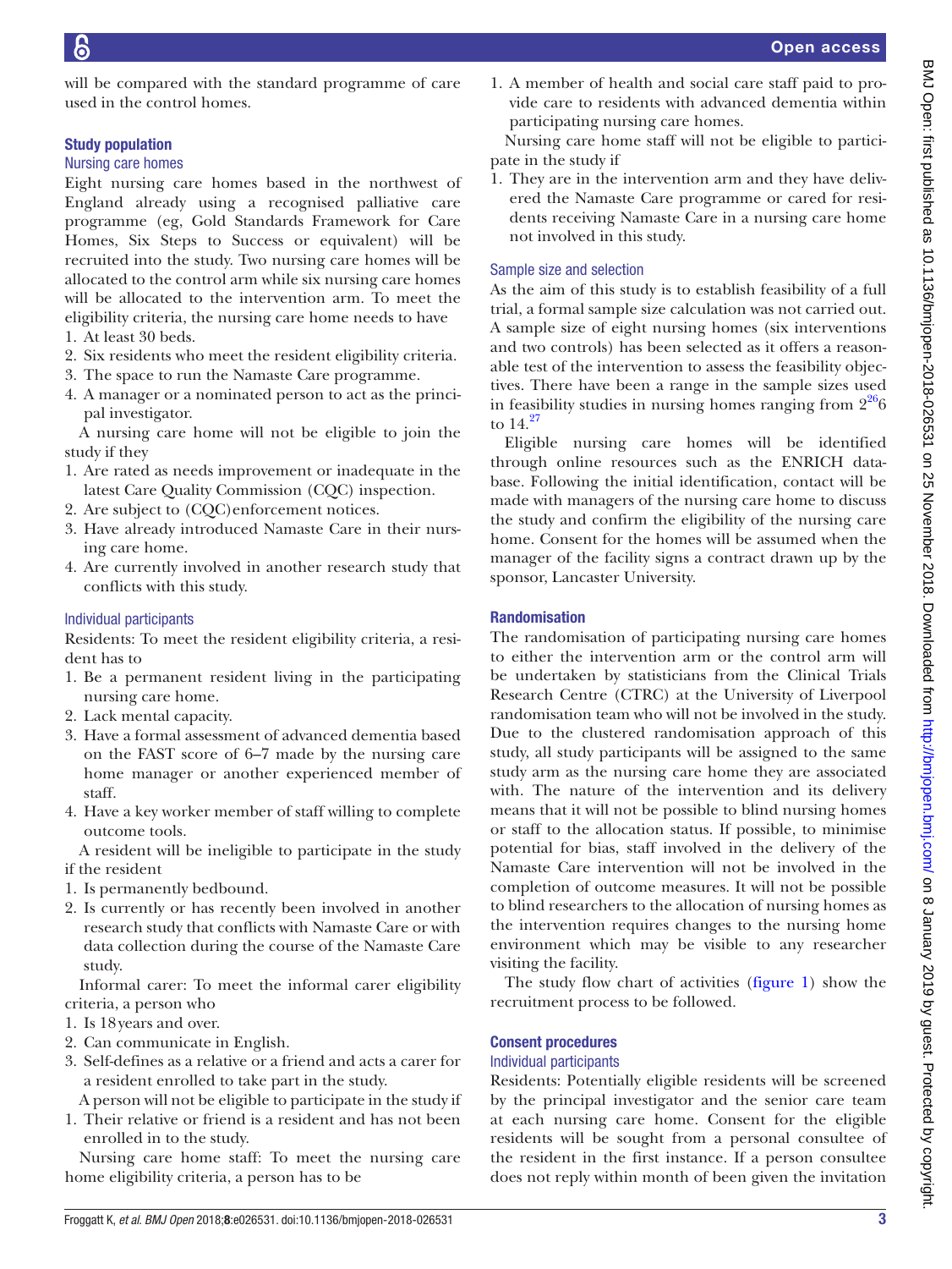will be compared with the standard programme of care used in the control homes.

## Study population

### Nursing care homes

Eight nursing care homes based in the northwest of England already using a recognised palliative care programme (eg, Gold Standards Framework for Care Homes, Six Steps to Success or equivalent) will be recruited into the study. Two nursing care homes will be allocated to the control arm while six nursing care homes will be allocated to the intervention arm. To meet the eligibility criteria, the nursing care home needs to have

1. At least 30 beds.
2. Six residents who meet the resident eligibility criteria.
3. The space to run the Namaste Care programme.
4. A manager or a nominated person to act as the principal investigator.

A nursing care home will not be eligible to join the study if they

1. Are rated as needs improvement or inadequate in the latest Care Quality Commission (CQC) inspection.
2. Are subject to (CQC)enforcement notices.
3. Have already introduced Namaste Care in their nursing care home.
4. Are currently involved in another research study that conflicts with this study.

### Individual participants

Residents: To meet the resident eligibility criteria, a resident has to

1. Be a permanent resident living in the participating nursing care home.
2. Lack mental capacity.
3. Have a formal assessment of advanced dementia based on the FAST score of 6–7 made by the nursing care home manager or another experienced member of staff.
4. Have a key worker member of staff willing to complete outcome tools.

A resident will be ineligible to participate in the study if the resident

1. Is permanently bedbound.
2. Is currently or has recently been involved in another research study that conflicts with Namaste Care or with data collection during the course of the Namaste Care study.

Informal carer: To meet the informal carer eligibility criteria, a person who

1. Is 18 years and over.
2. Can communicate in English.
3. Self-defines as a relative or a friend and acts a carer for a resident enrolled to take part in the study.

A person will not be eligible to participate in the study if

1. Their relative or friend is a resident and has not been enrolled in to the study.

Nursing care home staff: To meet the nursing care home eligibility criteria, a person has to be

1. A member of health and social care staff paid to provide care to residents with advanced dementia within participating nursing care homes.

Nursing care home staff will not be eligible to participate in the study if

1. They are in the intervention arm and they have delivered the Namaste Care programme or cared for residents receiving Namaste Care in a nursing care home not involved in this study.

### Sample size and selection

As the aim of this study is to establish feasibility of a full trial, a formal sample size calculation was not carried out. A sample size of eight nursing homes (six interventions and two controls) has been selected as it offers a reasonable test of the intervention to assess the feasibility objectives. There have been a range in the sample sizes used in feasibility studies in nursing homes ranging from 2[26]6 to 14.[27]

Eligible nursing care homes will be identified through online resources such as the ENRICH database. Following the initial identification, contact will be made with managers of the nursing care home to discuss the study and confirm the eligibility of the nursing care home. Consent for the homes will be assumed when the manager of the facility signs a contract drawn up by the sponsor, Lancaster University.

## Randomisation

The randomisation of participating nursing care homes to either the intervention arm or the control arm will be undertaken by statisticians from the Clinical Trials Research Centre (CTRC) at the University of Liverpool randomisation team who will not be involved in the study. Due to the clustered randomisation approach of this study, all study participants will be assigned to the same study arm as the nursing care home they are associated with. The nature of the intervention and its delivery means that it will not be possible to blind nursing homes or staff to the allocation status. If possible, to minimise potential for bias, staff involved in the delivery of the Namaste Care intervention will not be involved in the completion of outcome measures. It will not be possible to blind researchers to the allocation of nursing homes as the intervention requires changes to the nursing home environment which may be visible to any researcher visiting the facility.

The study flow chart of activities (figure 1) show the recruitment process to be followed.

## Consent procedures

### Individual participants

Residents: Potentially eligible residents will be screened by the principal investigator and the senior care team at each nursing care home. Consent for the eligible residents will be sought from a personal consultee of the resident in the first instance. If a person consultee does not reply within month of been given the invitation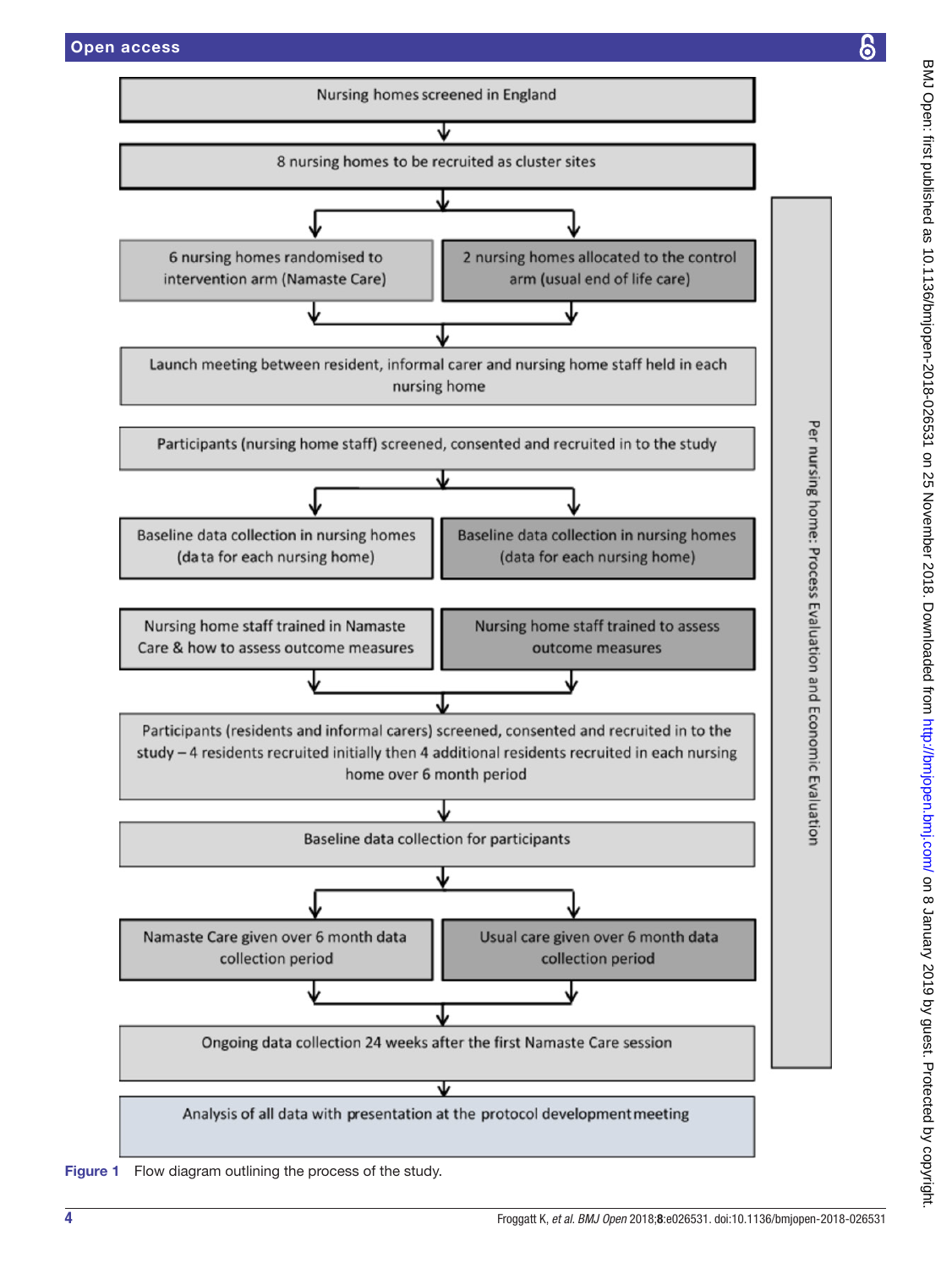Nursing homes screened in England

8 nursing homes to be recruited as cluster sites

6 nursing homes randomised to intervention arm (Namaste Care)

2 nursing homes allocated to the control arm (usual end of life care)

Launch meeting between resident, informal carer and nursing home staff held in each nursing home

Participants (nursing home staff) screened, consented and recruited in to the study

Baseline data collection in nursing homes (data for each nursing home)

Baseline data collection in nursing homes (data for each nursing home)

Nursing home staff trained in Namaste Care & how to assess outcome measures

Nursing home staff trained to assess outcome measures

Participants (residents and informal carers) screened, consented and recruited in to the study – 4 residents recruited initially then 4 additional residents recruited in each nursing home over 6 month period

Baseline data collection for participants

Namaste Care given over 6 month data collection period

Usual care given over 6 month data collection period

Ongoing data collection 24 weeks after the first Namaste Care session

Analysis of all data with presentation at the protocol development meeting

Per nursing home: Process Evaluation and Economic Evaluation

**Figure 1** Flow diagram outlining the process of the study.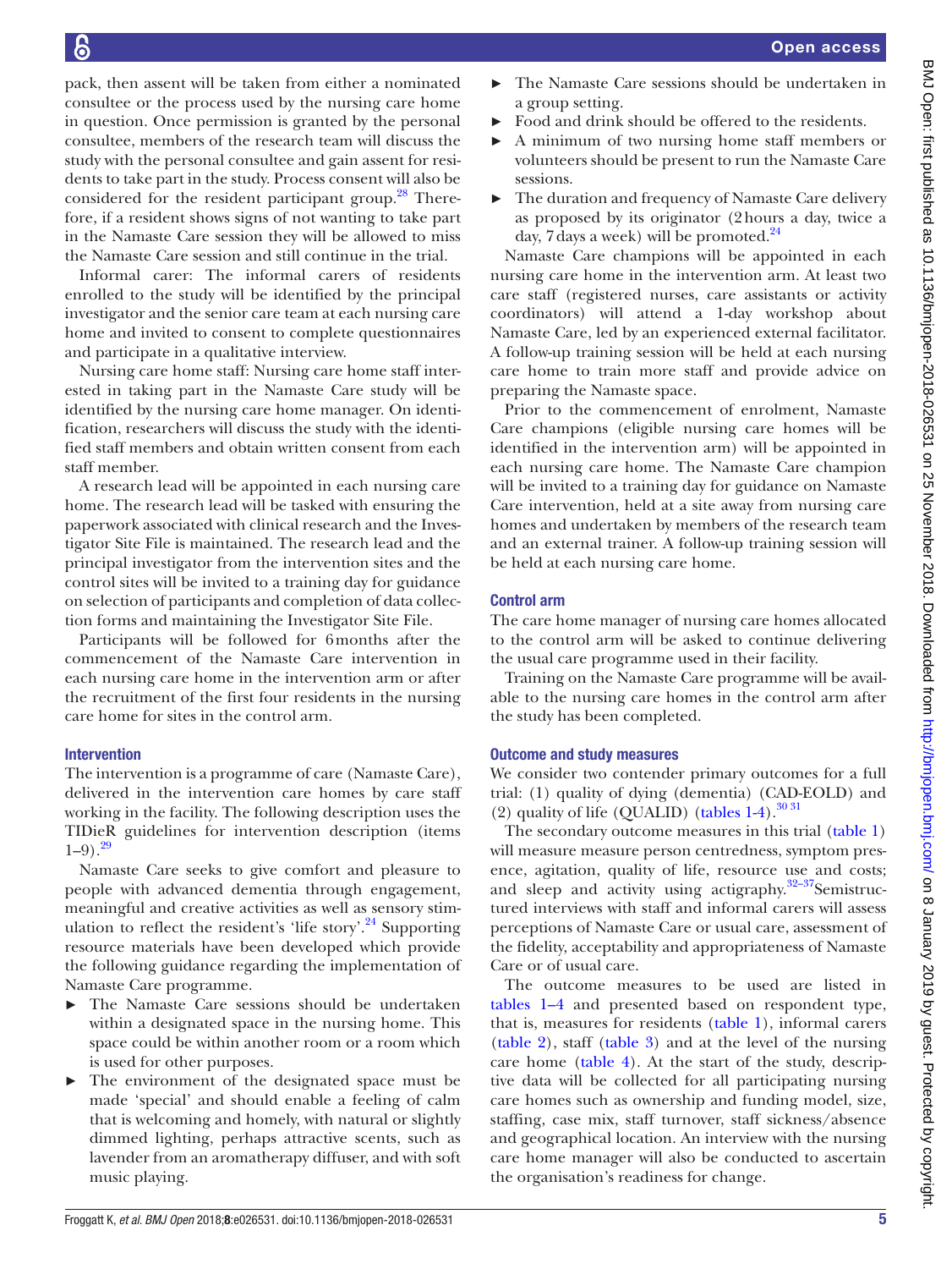pack, then assent will be taken from either a nominated consultee or the process used by the nursing care home in question. Once permission is granted by the personal consultee, members of the research team will discuss the study with the personal consultee and gain assent for residents to take part in the study. Process consent will also be considered for the resident participant group.[28] Therefore, if a resident shows signs of not wanting to take part in the Namaste Care session they will be allowed to miss the Namaste Care session and still continue in the trial.

Informal carer: The informal carers of residents enrolled to the study will be identified by the principal investigator and the senior care team at each nursing care home and invited to consent to complete questionnaires and participate in a qualitative interview.

Nursing care home staff: Nursing care home staff interested in taking part in the Namaste Care study will be identified by the nursing care home manager. On identification, researchers will discuss the study with the identified staff members and obtain written consent from each staff member.

A research lead will be appointed in each nursing care home. The research lead will be tasked with ensuring the paperwork associated with clinical research and the Investigator Site File is maintained. The research lead and the principal investigator from the intervention sites and the control sites will be invited to a training day for guidance on selection of participants and completion of data collection forms and maintaining the Investigator Site File.

Participants will be followed for 6 months after the commencement of the Namaste Care intervention in each nursing care home in the intervention arm or after the recruitment of the first four residents in the nursing care home for sites in the control arm.

### Intervention

The intervention is a programme of care (Namaste Care), delivered in the intervention care homes by care staff working in the facility. The following description uses the TIDieR guidelines for intervention description (items 1–9).[29]

Namaste Care seeks to give comfort and pleasure to people with advanced dementia through engagement, meaningful and creative activities as well as sensory stimulation to reflect the resident's 'life story'.[24] Supporting resource materials have been developed which provide the following guidance regarding the implementation of Namaste Care programme.

- The Namaste Care sessions should be undertaken within a designated space in the nursing home. This space could be within another room or a room which is used for other purposes.
- The environment of the designated space must be made 'special' and should enable a feeling of calm that is welcoming and homely, with natural or slightly dimmed lighting, perhaps attractive scents, such as lavender from an aromatherapy diffuser, and with soft music playing.
- The Namaste Care sessions should be undertaken in a group setting.
- Food and drink should be offered to the residents.
- A minimum of two nursing home staff members or volunteers should be present to run the Namaste Care sessions.
- The duration and frequency of Namaste Care delivery as proposed by its originator (2 hours a day, twice a day, 7 days a week) will be promoted.[24]

Namaste Care champions will be appointed in each nursing care home in the intervention arm. At least two care staff (registered nurses, care assistants or activity coordinators) will attend a 1-day workshop about Namaste Care, led by an experienced external facilitator. A follow-up training session will be held at each nursing care home to train more staff and provide advice on preparing the Namaste space.

Prior to the commencement of enrolment, Namaste Care champions (eligible nursing care homes will be identified in the intervention arm) will be appointed in each nursing care home. The Namaste Care champion will be invited to a training day for guidance on Namaste Care intervention, held at a site away from nursing care homes and undertaken by members of the research team and an external trainer. A follow-up training session will be held at each nursing care home.

### Control arm

The care home manager of nursing care homes allocated to the control arm will be asked to continue delivering the usual care programme used in their facility.

Training on the Namaste Care programme will be available to the nursing care homes in the control arm after the study has been completed.

### Outcome and study measures

We consider two contender primary outcomes for a full trial: (1) quality of dying (dementia) (CAD-EOLD) and (2) quality of life (QUALID) (tables 1-4).[30,31]

The secondary outcome measures in this trial (table 1) will measure measure person centredness, symptom presence, agitation, quality of life, resource use and costs; and sleep and activity using actigraphy.[32–37] Semistructured interviews with staff and informal carers will assess perceptions of Namaste Care or usual care, assessment of the fidelity, acceptability and appropriateness of Namaste Care or of usual care.

The outcome measures to be used are listed in tables 1–4 and presented based on respondent type, that is, measures for residents (table 1), informal carers (table 2), staff (table 3) and at the level of the nursing care home (table 4). At the start of the study, descriptive data will be collected for all participating nursing care homes such as ownership and funding model, size, staffing, case mix, staff turnover, staff sickness/absence and geographical location. An interview with the nursing care home manager will also be conducted to ascertain the organisation's readiness for change.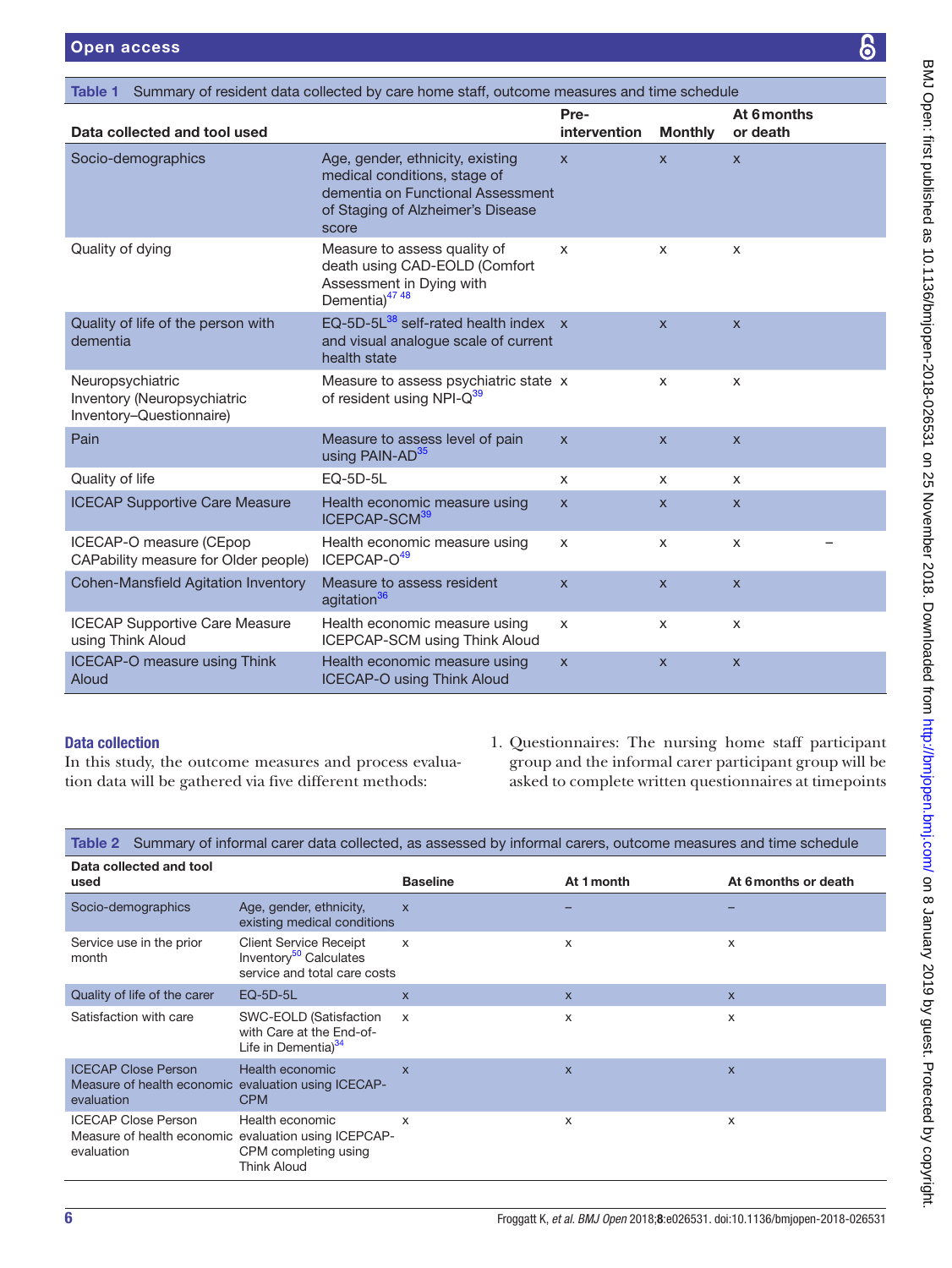**Table 1** Summary of resident data collected by care home staff, outcome measures and time schedule

| Data collected and tool used | | Pre-intervention | Monthly | At 6 months or death | |
|---|---|---|---|---|---|
| Socio-demographics | Age, gender, ethnicity, existing medical conditions, stage of dementia on Functional Assessment of Staging of Alzheimer's Disease score | x | x | x | |
| Quality of dying | Measure to assess quality of death using CAD-EOLD (Comfort Assessment in Dying with Dementia)[47 48] | x | x | x | |
| Quality of life of the person with dementia | EQ-5D-5L[38] self-rated health index and visual analogue scale of current health state | x | x | x | |
| Neuropsychiatric Inventory (Neuropsychiatric Inventory–Questionnaire) | Measure to assess psychiatric state of resident using NPI-Q[39] | x | x | x | |
| Pain | Measure to assess level of pain using PAIN-AD[35] | x | x | x | |
| Quality of life | EQ-5D-5L | x | x | x | |
| ICECAP Supportive Care Measure | Health economic measure using ICEPCAP-SCM[39] | x | x | x | |
| ICECAP-O measure (CEpop CAPability measure for Older people) | Health economic measure using ICEPCAP-O[49] | x | x | x | – |
| Cohen-Mansfield Agitation Inventory | Measure to assess resident agitation[36] | x | x | x | |
| ICECAP Supportive Care Measure using Think Aloud | Health economic measure using ICEPCAP-SCM using Think Aloud | x | x | x | |
| ICECAP-O measure using Think Aloud | Health economic measure using ICECAP-O using Think Aloud | x | x | x | |

## Data collection

In this study, the outcome measures and process evaluation data will be gathered via five different methods:

1. Questionnaires: The nursing home staff participant group and the informal carer participant group will be asked to complete written questionnaires at timepoints

**Table 2** Summary of informal carer data collected, as assessed by informal carers, outcome measures and time schedule

| Data collected and tool used | | Baseline | At 1 month | At 6 months or death |
|---|---|---|---|---|
| Socio-demographics | Age, gender, ethnicity, existing medical conditions | x | – | – |
| Service use in the prior month | Client Service Receipt Inventory[50] Calculates service and total care costs | x | x | x |
| Quality of life of the carer | EQ-5D-5L | x | x | x |
| Satisfaction with care | SWC-EOLD (Satisfaction with Care at the End-of-Life in Dementia)[34] | x | x | x |
| ICECAP Close Person Measure of health economic evaluation | Health economic evaluation using ICECAP-CPM | x | x | x |
| ICECAP Close Person Measure of health economic evaluation | Health economic evaluation using ICEPCAP-CPM completing using Think Aloud | x | x | x |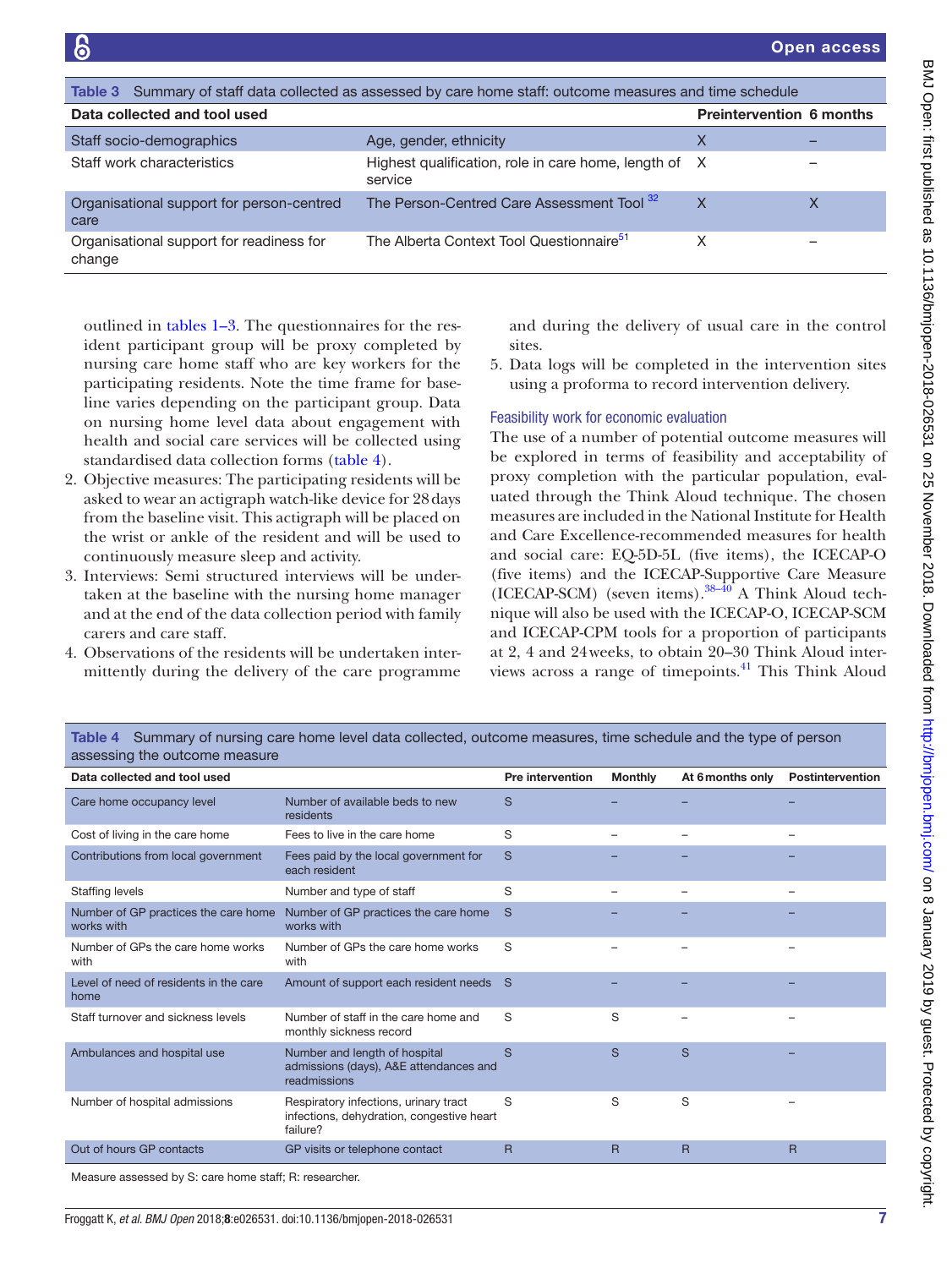**Table 3** Summary of staff data collected as assessed by care home staff: outcome measures and time schedule

| Data collected and tool used | | Preintervention | 6 months |
|---|---|---|---|
| Staff socio-demographics | Age, gender, ethnicity | X | – |
| Staff work characteristics | Highest qualification, role in care home, length of service | X | – |
| Organisational support for person-centred care | The Person-Centred Care Assessment Tool [32] | X | X |
| Organisational support for readiness for change | The Alberta Context Tool Questionnaire[51] | X | – |

outlined in tables 1–3. The questionnaires for the resident participant group will be proxy completed by nursing care home staff who are key workers for the participating residents. Note the time frame for baseline varies depending on the participant group. Data on nursing home level data about engagement with health and social care services will be collected using standardised data collection forms (table 4).

2. Objective measures: The participating residents will be asked to wear an actigraph watch-like device for 28 days from the baseline visit. This actigraph will be placed on the wrist or ankle of the resident and will be used to continuously measure sleep and activity.
3. Interviews: Semi structured interviews will be undertaken at the baseline with the nursing home manager and at the end of the data collection period with family carers and care staff.
4. Observations of the residents will be undertaken intermittently during the delivery of the care programme and during the delivery of usual care in the control sites.
5. Data logs will be completed in the intervention sites using a proforma to record intervention delivery.

### Feasibility work for economic evaluation

The use of a number of potential outcome measures will be explored in terms of feasibility and acceptability of proxy completion with the particular population, evaluated through the Think Aloud technique. The chosen measures are included in the National Institute for Health and Care Excellence-recommended measures for health and social care: EQ-5D-5L (five items), the ICECAP-O (five items) and the ICECAP-Supportive Care Measure (ICECAP-SCM) (seven items).[38–40] A Think Aloud technique will also be used with the ICECAP-O, ICECAP-SCM and ICECAP-CPM tools for a proportion of participants at 2, 4 and 24 weeks, to obtain 20–30 Think Aloud interviews across a range of timepoints.[41] This Think Aloud

**Table 4** Summary of nursing care home level data collected, outcome measures, time schedule and the type of person assessing the outcome measure

| Data collected and tool used | | Pre intervention | Monthly | At 6 months only | Postintervention |
|---|---|---|---|---|---|
| Care home occupancy level | Number of available beds to new residents | S | – | – | – |
| Cost of living in the care home | Fees to live in the care home | S | – | – | – |
| Contributions from local government | Fees paid by the local government for each resident | S | – | – | – |
| Staffing levels | Number and type of staff | S | – | – | – |
| Number of GP practices the care home works with | Number of GP practices the care home works with | S | – | – | – |
| Number of GPs the care home works with | Number of GPs the care home works with | S | – | – | – |
| Level of need of residents in the care home | Amount of support each resident needs | S | – | – | – |
| Staff turnover and sickness levels | Number of staff in the care home and monthly sickness record | S | S | – | – |
| Ambulances and hospital use | Number and length of hospital admissions (days), A&E attendances and readmissions | S | S | S | – |
| Number of hospital admissions | Respiratory infections, urinary tract infections, dehydration, congestive heart failure? | S | S | S | – |
| Out of hours GP contacts | GP visits or telephone contact | R | R | R | R |

Measure assessed by S: care home staff; R: researcher.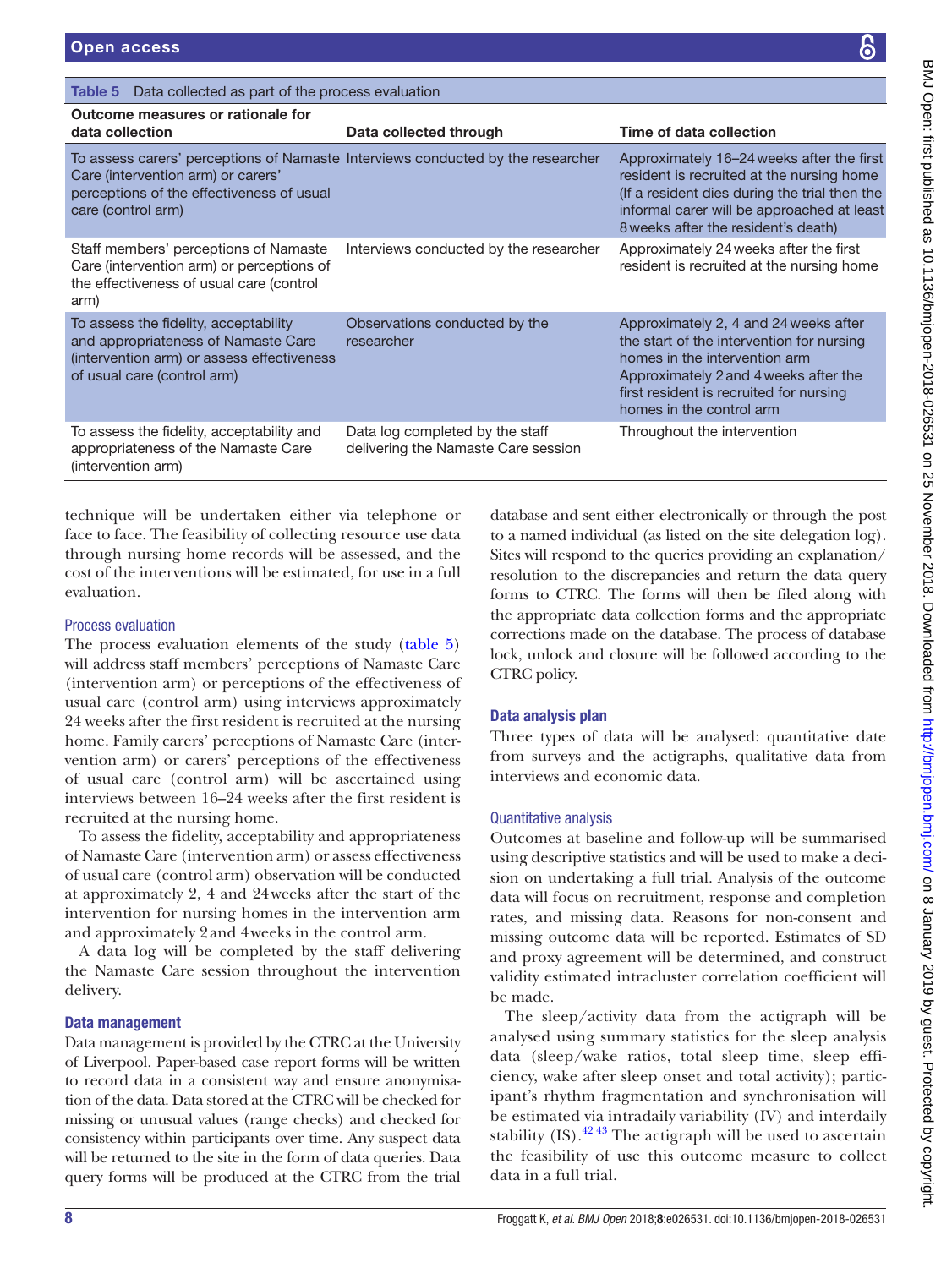Table 5 Data collected as part of the process evaluation

| Outcome measures or rationale for data collection | Data collected through | Time of data collection |
|---|---|---|
| To assess carers' perceptions of Namaste Care (intervention arm) or carers' perceptions of the effectiveness of usual care (control arm) | Interviews conducted by the researcher | Approximately 16–24 weeks after the first resident is recruited at the nursing home (If a resident dies during the trial then the informal carer will be approached at least 8 weeks after the resident's death) |
| Staff members' perceptions of Namaste Care (intervention arm) or perceptions of the effectiveness of usual care (control arm) | Interviews conducted by the researcher | Approximately 24 weeks after the first resident is recruited at the nursing home |
| To assess the fidelity, acceptability and appropriateness of Namaste Care (intervention arm) or assess effectiveness of usual care (control arm) | Observations conducted by the researcher | Approximately 2, 4 and 24 weeks after the start of the intervention for nursing homes in the intervention arm Approximately 2 and 4 weeks after the first resident is recruited for nursing homes in the control arm |
| To assess the fidelity, acceptability and appropriateness of the Namaste Care (intervention arm) | Data log completed by the staff delivering the Namaste Care session | Throughout the intervention |

technique will be undertaken either via telephone or face to face. The feasibility of collecting resource use data through nursing home records will be assessed, and the cost of the interventions will be estimated, for use in a full evaluation.

### Process evaluation

The process evaluation elements of the study (table 5) will address staff members' perceptions of Namaste Care (intervention arm) or perceptions of the effectiveness of usual care (control arm) using interviews approximately 24 weeks after the first resident is recruited at the nursing home. Family carers' perceptions of Namaste Care (intervention arm) or carers' perceptions of the effectiveness of usual care (control arm) will be ascertained using interviews between 16–24 weeks after the first resident is recruited at the nursing home.

To assess the fidelity, acceptability and appropriateness of Namaste Care (intervention arm) or assess effectiveness of usual care (control arm) observation will be conducted at approximately 2, 4 and 24 weeks after the start of the intervention for nursing homes in the intervention arm and approximately 2 and 4 weeks in the control arm.

A data log will be completed by the staff delivering the Namaste Care session throughout the intervention delivery.

## Data management

Data management is provided by the CTRC at the University of Liverpool. Paper-based case report forms will be written to record data in a consistent way and ensure anonymisation of the data. Data stored at the CTRC will be checked for missing or unusual values (range checks) and checked for consistency within participants over time. Any suspect data will be returned to the site in the form of data queries. Data query forms will be produced at the CTRC from the trial database and sent either electronically or through the post to a named individual (as listed on the site delegation log). Sites will respond to the queries providing an explanation/resolution to the discrepancies and return the data query forms to CTRC. The forms will then be filed along with the appropriate data collection forms and the appropriate corrections made on the database. The process of database lock, unlock and closure will be followed according to the CTRC policy.

## Data analysis plan

Three types of data will be analysed: quantitative date from surveys and the actigraphs, qualitative data from interviews and economic data.

### Quantitative analysis

Outcomes at baseline and follow-up will be summarised using descriptive statistics and will be used to make a decision on undertaking a full trial. Analysis of the outcome data will focus on recruitment, response and completion rates, and missing data. Reasons for non-consent and missing outcome data will be reported. Estimates of SD and proxy agreement will be determined, and construct validity estimated intracluster correlation coefficient will be made.

The sleep/activity data from the actigraph will be analysed using summary statistics for the sleep analysis data (sleep/wake ratios, total sleep time, sleep efficiency, wake after sleep onset and total activity); participant's rhythm fragmentation and synchronisation will be estimated via intradaily variability (IV) and interdaily stability (IS).[42 43] The actigraph will be used to ascertain the feasibility of use this outcome measure to collect data in a full trial.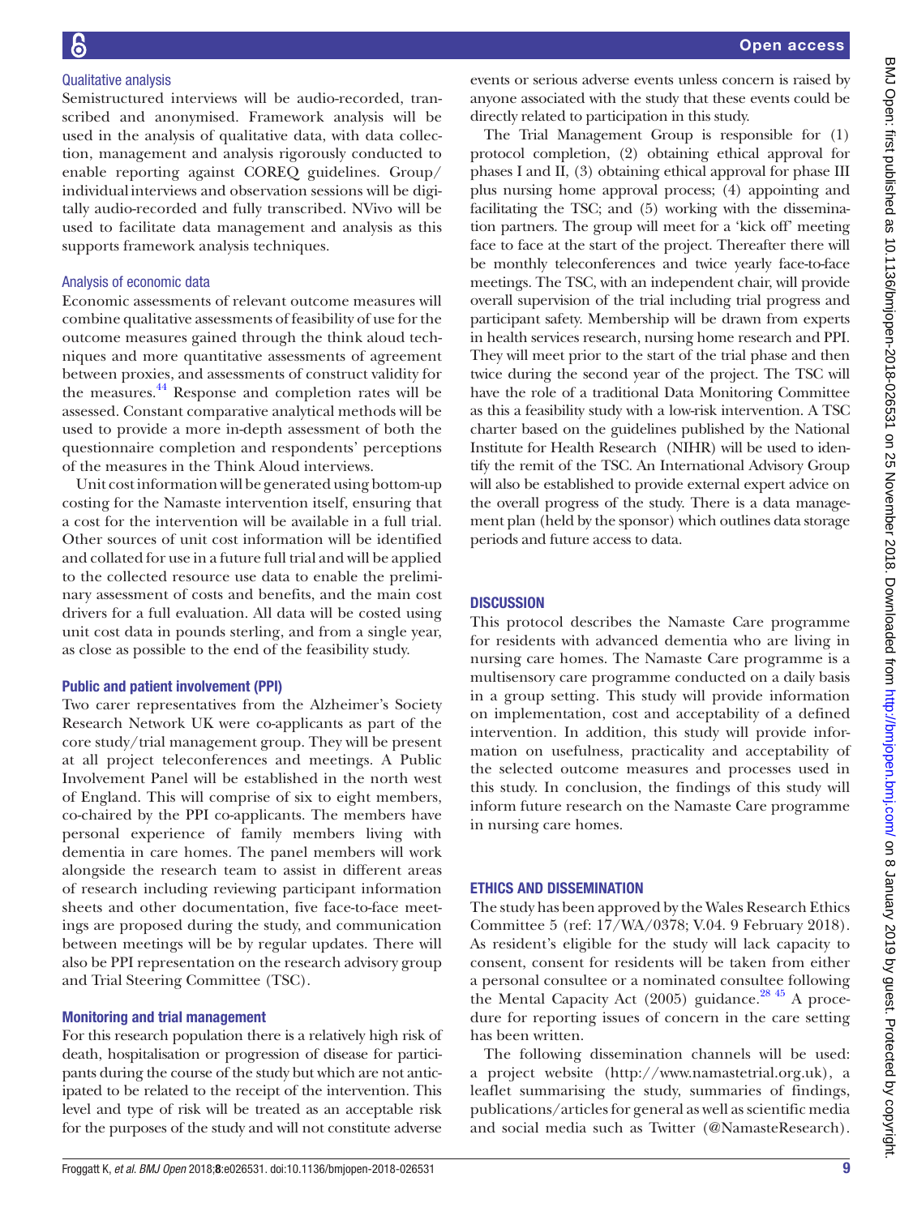### Qualitative analysis

Semistructured interviews will be audio-recorded, transcribed and anonymised. Framework analysis will be used in the analysis of qualitative data, with data collection, management and analysis rigorously conducted to enable reporting against COREQ guidelines. Group/individual interviews and observation sessions will be digitally audio-recorded and fully transcribed. NVivo will be used to facilitate data management and analysis as this supports framework analysis techniques.

### Analysis of economic data

Economic assessments of relevant outcome measures will combine qualitative assessments of feasibility of use for the outcome measures gained through the think aloud techniques and more quantitative assessments of agreement between proxies, and assessments of construct validity for the measures.[44] Response and completion rates will be assessed. Constant comparative analytical methods will be used to provide a more in-depth assessment of both the questionnaire completion and respondents' perceptions of the measures in the Think Aloud interviews.

Unit cost information will be generated using bottom-up costing for the Namaste intervention itself, ensuring that a cost for the intervention will be available in a full trial. Other sources of unit cost information will be identified and collated for use in a future full trial and will be applied to the collected resource use data to enable the preliminary assessment of costs and benefits, and the main cost drivers for a full evaluation. All data will be costed using unit cost data in pounds sterling, and from a single year, as close as possible to the end of the feasibility study.

### Public and patient involvement (PPI)

Two carer representatives from the Alzheimer's Society Research Network UK were co-applicants as part of the core study/trial management group. They will be present at all project teleconferences and meetings. A Public Involvement Panel will be established in the north west of England. This will comprise of six to eight members, co-chaired by the PPI co-applicants. The members have personal experience of family members living with dementia in care homes. The panel members will work alongside the research team to assist in different areas of research including reviewing participant information sheets and other documentation, five face-to-face meetings are proposed during the study, and communication between meetings will be by regular updates. There will also be PPI representation on the research advisory group and Trial Steering Committee (TSC).

### Monitoring and trial management

For this research population there is a relatively high risk of death, hospitalisation or progression of disease for participants during the course of the study but which are not anticipated to be related to the receipt of the intervention. This level and type of risk will be treated as an acceptable risk for the purposes of the study and will not constitute adverse events or serious adverse events unless concern is raised by anyone associated with the study that these events could be directly related to participation in this study.

The Trial Management Group is responsible for (1) protocol completion, (2) obtaining ethical approval for phases I and II, (3) obtaining ethical approval for phase III plus nursing home approval process; (4) appointing and facilitating the TSC; and (5) working with the dissemination partners. The group will meet for a 'kick off' meeting face to face at the start of the project. Thereafter there will be monthly teleconferences and twice yearly face-to-face meetings. The TSC, with an independent chair, will provide overall supervision of the trial including trial progress and participant safety. Membership will be drawn from experts in health services research, nursing home research and PPI. They will meet prior to the start of the trial phase and then twice during the second year of the project. The TSC will have the role of a traditional Data Monitoring Committee as this a feasibility study with a low-risk intervention. A TSC charter based on the guidelines published by the National Institute for Health Research (NIHR) will be used to identify the remit of the TSC. An International Advisory Group will also be established to provide external expert advice on the overall progress of the study. There is a data management plan (held by the sponsor) which outlines data storage periods and future access to data.

## DISCUSSION

This protocol describes the Namaste Care programme for residents with advanced dementia who are living in nursing care homes. The Namaste Care programme is a multisensory care programme conducted on a daily basis in a group setting. This study will provide information on implementation, cost and acceptability of a defined intervention. In addition, this study will provide information on usefulness, practicality and acceptability of the selected outcome measures and processes used in this study. In conclusion, the findings of this study will inform future research on the Namaste Care programme in nursing care homes.

## ETHICS AND DISSEMINATION

The study has been approved by the Wales Research Ethics Committee 5 (ref: 17/WA/0378; V.04. 9 February 2018). As resident's eligible for the study will lack capacity to consent, consent for residents will be taken from either a personal consultee or a nominated consultee following the Mental Capacity Act (2005) guidance.[28,45] A procedure for reporting issues of concern in the care setting has been written.

The following dissemination channels will be used: a project website (http://www.namastetrial.org.uk), a leaflet summarising the study, summaries of findings, publications/articles for general as well as scientific media and social media such as Twitter (@NamasteResearch).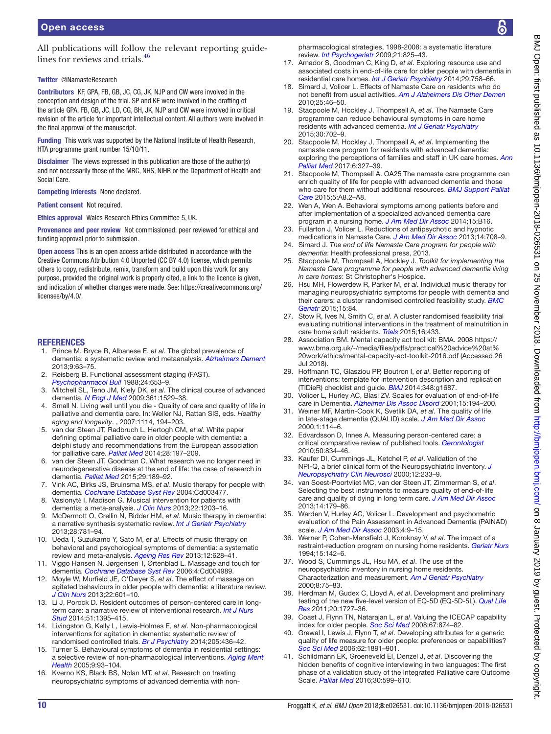All publications will follow the relevant reporting guidelines for reviews and trials.[46]

**Twitter** @NamasteResearch

**Contributors** KF, GPA, FB, GB, JC, CG, JK, NJP and CW were involved in the conception and design of the trial. SP and KF were involved in the drafting of the article GPA, FB, GB, JC, LD, CG, BH, JK, NJP and CW were involved in critical revision of the article for important intellectual content. All authors were involved in the final approval of the manuscript.

**Funding** This work was supported by the National Institute of Health Research, HTA programme grant number 15/10/11.

**Disclaimer** The views expressed in this publication are those of the author(s) and not necessarily those of the MRC, NHS, NIHR or the Department of Health and Social Care.

**Competing interests** None declared.

**Patient consent** Not required.

**Ethics approval** Wales Research Ethics Committee 5, UK.

**Provenance and peer review** Not commissioned; peer reviewed for ethical and funding approval prior to submission.

**Open access** This is an open access article distributed in accordance with the Creative Commons Attribution 4.0 Unported (CC BY 4.0) license, which permits others to copy, redistribute, remix, transform and build upon this work for any purpose, provided the original work is properly cited, a link to the licence is given, and indication of whether changes were made. See: https://creativecommons.org/licenses/by/4.0/.

## REFERENCES

1. Prince M, Bryce R, Albanese E, *et al*. The global prevalence of dementia: a systematic review and metaanalysis. *Alzheimers Dement* 2013;9:63–75.
2. Reisberg B. Functional assessment staging (FAST). *Psychopharmacol Bull* 1988;24:653–9.
3. Mitchell SL, Teno JM, Kiely DK, *et al*. The clinical course of advanced dementia. *N Engl J Med* 2009;361:1529–38.
4. Small N. Living well until you die - Quality of care and quality of life in palliative and dementia care. In: Weller NJ, Rattan SIS, eds. *Healthy aging and longevity*. , 2007:1114, 194–203.
5. van der Steen JT, Radbruch L, Hertogh CM, *et al*. White paper defining optimal palliative care in older people with dementia: a delphi study and recommendations from the European association for palliative care. *Palliat Med* 2014;28:197–209.
6. van der Steen JT, Goodman C. What research we no longer need in neurodegenerative disease at the end of life: the case of research in dementia. *Palliat Med* 2015;29:189–92.
7. Vink AC, Birks JS, Bruinsma MS, *et al*. Music therapy for people with dementia. *Cochrane Database Syst Rev* 2004:Cd003477.
8. Vasionytė I, Madison G. Musical intervention for patients with dementia: a meta-analysis. *J Clin Nurs* 2013;22:1203–16.
9. McDermott O, Crellin N, Ridder HM, *et al*. Music therapy in dementia: a narrative synthesis systematic review. *Int J Geriatr Psychiatry* 2013;28:781–94.
10. Ueda T, Suzukamo Y, Sato M, *et al*. Effects of music therapy on behavioral and psychological symptoms of dementia: a systematic review and meta-analysis. *Ageing Res Rev* 2013;12:628–41.
11. Viggo Hansen N, Jørgensen T, Ørtenblad L. Massage and touch for dementia. *Cochrane Database Syst Rev* 2006;4:Cd004989.
12. Moyle W, Murfield JE, O'Dwyer S, *et al*. The effect of massage on agitated behaviours in older people with dementia: a literature review. *J Clin Nurs* 2013;22:601–10.
13. Li J, Porock D. Resident outcomes of person-centered care in long-term care: a narrative review of interventional research. *Int J Nurs Stud* 2014;51:1395–415.
14. Livingston G, Kelly L, Lewis-Holmes E, *et al*. Non-pharmacological interventions for agitation in dementia: systematic review of randomised controlled trials. *Br J Psychiatry* 2014;205:436–42.
15. Turner S. Behavioural symptoms of dementia in residential settings: a selective review of non-pharmacological interventions. *Aging Ment Health* 2005;9:93–104.
16. Kverno KS, Black BS, Nolan MT, *et al*. Research on treating neuropsychiatric symptoms of advanced dementia with non-pharmacological strategies, 1998-2008: a systematic literature review. *Int Psychogeriatr* 2009;21:825–43.
17. Amador S, Goodman C, King D, *et al*. Exploring resource use and associated costs in end-of-life care for older people with dementia in residential care homes. *Int J Geriatr Psychiatry* 2014;29:758–66.
18. Simard J, Volicer L. Effects of Namaste Care on residents who do not benefit from usual activities. *Am J Alzheimers Dis Other Demen* 2010;25:46–50.
19. Stacpoole M, Hockley J, Thompsell A, *et al*. The Namaste Care programme can reduce behavioural symptoms in care home residents with advanced dementia. *Int J Geriatr Psychiatry* 2015;30:702–9.
20. Stacpoole M, Hockley J, Thompsell A, *et al*. Implementing the namaste care program for residents with advanced dementia: exploring the perceptions of families and staff in UK care homes. *Ann Palliat Med* 2017;6:327–39.
21. Stacpoole M, Thompsell A, Hockley J. OA25 The namaste care programme can enrich quality of life for people with advanced dementia and those who care for them without additional resources. *BMJ Support Palliat Care* 2015;5:A8.2–A8.
22. Wen A, Wen A. Behavioral symptoms among patients before and after implementation of a specialized advanced dementia care program in a nursing home. *J Am Med Dir Assoc* 2014;15:B16.
23. Fullarton J, Volicer L. Reductions of antipsychotic and hypnotic medications in Namaste Care. *J Am Med Dir Assoc* 2013;14:708–9.
24. Simard J. *The end of life Namaste Care program for people with dementia*: Health professional press, 2013.
25. Stacpoole M, Thompsell A, Hockley J. *Toolkit for implementing the Namaste Care programme for people with advanced dementia living in care homes*: St Christopher's Hospice.
26. Hsu MH, Flowerdew R, Parker M, *et al*. Individual music therapy for managing neuropsychiatric symptoms for people with dementia and their carers: a cluster randomised controlled feasibility study. *BMC Geriatr* 2015;15:84.
27. Stow R, Ives N, Smith C, *et al*. A cluster randomised feasibility trial evaluating nutritional interventions in the treatment of malnutrition in care home adult residents. *Trials* 2015;16:433.
28. Association BM. Mental capacity act tool kit: BMA. 2008 https://www.bma.org.uk/-/media/files/pdfs/practical%20advice%20at%20work/ethics/mental-capacity-act-toolkit-2016.pdf (Accessed 26 Jul 2018).
29. Hoffmann TC, Glasziou PP, Boutron I, *et al*. Better reporting of interventions: template for intervention description and replication (TIDieR) checklist and guide. *BMJ* 2014;348:g1687.
30. Volicer L, Hurley AC, Blasi ZV. Scales for evaluation of end-of-life care in Dementia. *Alzheimer Dis Assoc Disord* 2001;15:194–200.
31. Weiner MF, Martin-Cook K, Svetlik DA, *et al*. The quality of life in late-stage dementia (QUALID) scale. *J Am Med Dir Assoc* 2000;1:114–6.
32. Edvardsson D, Innes A. Measuring person-centered care: a critical comparative review of published tools. *Gerontologist* 2010;50:834–46.
33. Kaufer DI, Cummings JL, Ketchel P, *et al*. Validation of the NPI-Q, a brief clinical form of the Neuropsychiatric Inventory. *J Neuropsychiatry Clin Neurosci* 2000;12:233–9.
34. van Soest-Poortvliet MC, van der Steen JT, Zimmerman S, *et al*. Selecting the best instruments to measure quality of end-of-life care and quality of dying in long term care. *J Am Med Dir Assoc* 2013;14:179–86.
35. Warden V, Hurley AC, Volicer L. Development and psychometric evaluation of the Pain Assessment in Advanced Dementia (PAINAD) scale. *J Am Med Dir Assoc* 2003;4:9–15.
36. Werner P, Cohen-Mansfield J, Koroknay V, *et al*. The impact of a restraint-reduction program on nursing home residents. *Geriatr Nurs* 1994;15:142–6.
37. Wood S, Cummings JL, Hsu MA, *et al*. The use of the neuropsychiatric inventory in nursing home residents. Characterization and measurement. *Am J Geriatr Psychiatry* 2000;8:75–83.
38. Herdman M, Gudex C, Lloyd A, *et al*. Development and preliminary testing of the new five-level version of EQ-5D (EQ-5D-5L). *Qual Life Res* 2011;20:1727–36.
39. Coast J, Flynn TN, Natarajan L, *et al*. Valuing the ICECAP capability index for older people. *Soc Sci Med* 2008;67:874–82.
40. Grewal I, Lewis J, Flynn T, *et al*. Developing attributes for a generic quality of life measure for older people: preferences or capabilities? *Soc Sci Med* 2006;62:1891–901.
41. Schildmann EK, Groeneveld EI, Denzel J, *et al*. Discovering the hidden benefits of cognitive interviewing in two languages: The first phase of a validation study of the Integrated Palliative care Outcome Scale. *Palliat Med* 2016;30:599–610.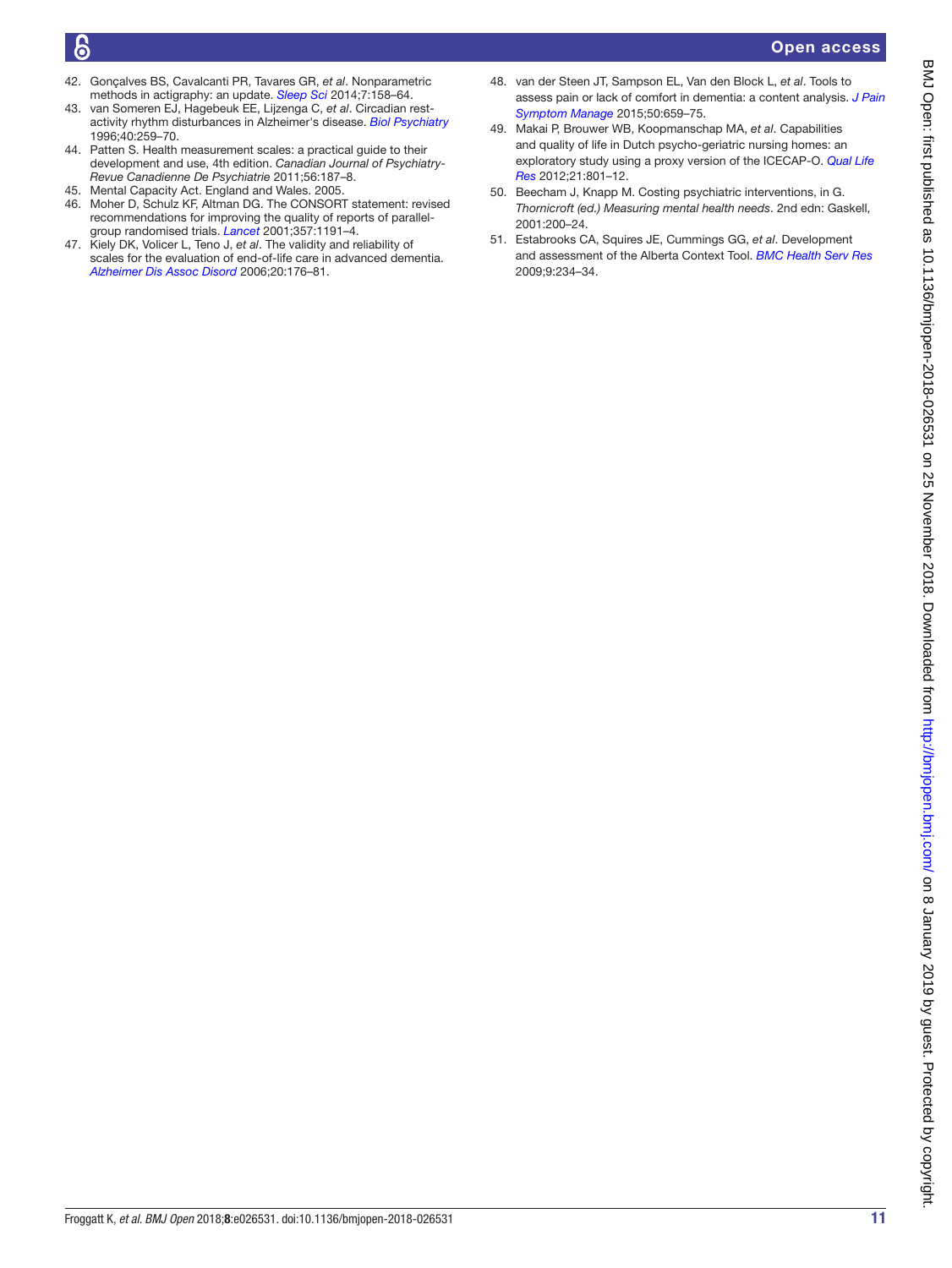42. Gonçalves BS, Cavalcanti PR, Tavares GR, *et al*. Nonparametric methods in actigraphy: an update. *Sleep Sci* 2014;7:158–64.
43. van Someren EJ, Hagebeuk EE, Lijzenga C, *et al*. Circadian rest-activity rhythm disturbances in Alzheimer's disease. *Biol Psychiatry* 1996;40:259–70.
44. Patten S. Health measurement scales: a practical guide to their development and use, 4th edition. *Canadian Journal of Psychiatry-Revue Canadienne De Psychiatrie* 2011;56:187–8.
45. Mental Capacity Act. England and Wales. 2005.
46. Moher D, Schulz KF, Altman DG. The CONSORT statement: revised recommendations for improving the quality of reports of parallel-group randomised trials. *Lancet* 2001;357:1191–4.
47. Kiely DK, Volicer L, Teno J, *et al*. The validity and reliability of scales for the evaluation of end-of-life care in advanced dementia. *Alzheimer Dis Assoc Disord* 2006;20:176–81.
48. van der Steen JT, Sampson EL, Van den Block L, *et al*. Tools to assess pain or lack of comfort in dementia: a content analysis. *J Pain Symptom Manage* 2015;50:659–75.
49. Makai P, Brouwer WB, Koopmanschap MA, *et al*. Capabilities and quality of life in Dutch psycho-geriatric nursing homes: an exploratory study using a proxy version of the ICECAP-O. *Qual Life Res* 2012;21:801–12.
50. Beecham J, Knapp M. Costing psychiatric interventions, in G. *Thornicroft (ed.) Measuring mental health needs*. 2nd edn: Gaskell, 2001:200–24.
51. Estabrooks CA, Squires JE, Cummings GG, *et al*. Development and assessment of the Alberta Context Tool. *BMC Health Serv Res* 2009;9:234–34.